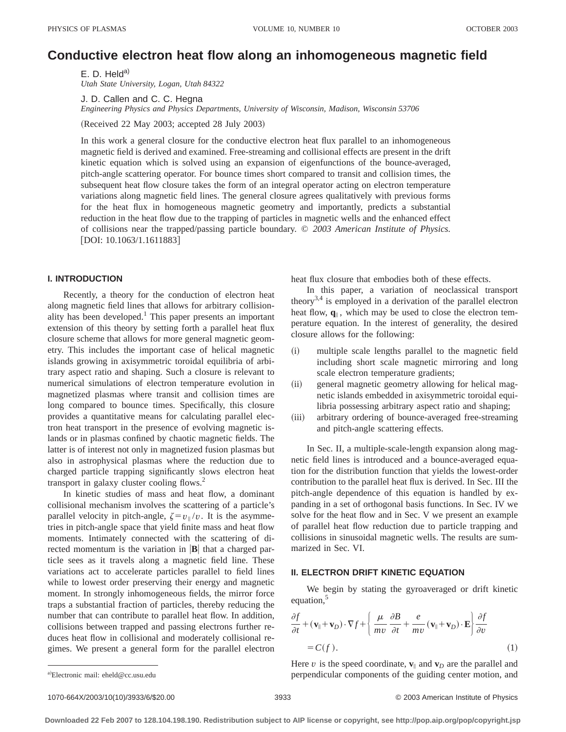# Conductive electron heat flow along an inhomogeneous magnetic field

E. D. Held[a)]
*Utah State University, Logan, Utah 84322*

J. D. Callen and C. C. Hegna
*Engineering Physics and Physics Departments, University of Wisconsin, Madison, Wisconsin 53706*

(Received 22 May 2003; accepted 28 July 2003)

In this work a general closure for the conductive electron heat flux parallel to an inhomogeneous magnetic field is derived and examined. Free-streaming and collisional effects are present in the drift kinetic equation which is solved using an expansion of eigenfunctions of the bounce-averaged, pitch-angle scattering operator. For bounce times short compared to transit and collision times, the subsequent heat flow closure takes the form of an integral operator acting on electron temperature variations along magnetic field lines. The general closure agrees qualitatively with previous forms for the heat flux in homogeneous magnetic geometry and importantly, predicts a substantial reduction in the heat flow due to the trapping of particles in magnetic wells and the enhanced effect of collisions near the trapped/passing particle boundary. © *2003 American Institute of Physics.* [DOI: 10.1063/1.1611883]

## I. INTRODUCTION

Recently, a theory for the conduction of electron heat along magnetic field lines that allows for arbitrary collisionality has been developed.[1] This paper presents an important extension of this theory by setting forth a parallel heat flux closure scheme that allows for more general magnetic geometry. This includes the important case of helical magnetic islands growing in axisymmetric toroidal equilibria of arbitrary aspect ratio and shaping. Such a closure is relevant to numerical simulations of electron temperature evolution in magnetized plasmas where transit and collision times are long compared to bounce times. Specifically, this closure provides a quantitative means for calculating parallel electron heat transport in the presence of evolving magnetic islands or in plasmas confined by chaotic magnetic fields. The latter is of interest not only in magnetized fusion plasmas but also in astrophysical plasmas where the reduction due to charged particle trapping significantly slows electron heat transport in galaxy cluster cooling flows.[2]

In kinetic studies of mass and heat flow, a dominant collisional mechanism involves the scattering of a particle's parallel velocity in pitch-angle, $\zeta = v_\parallel / v$. It is the asymmetries in pitch-angle space that yield finite mass and heat flow moments. Intimately connected with the scattering of directed momentum is the variation in $|\mathbf{B}|$ that a charged particle sees as it travels along a magnetic field line. These variations act to accelerate particles parallel to field lines while to lowest order preserving their energy and magnetic moment. In strongly inhomogeneous fields, the mirror force traps a substantial fraction of particles, thereby reducing the number that can contribute to parallel heat flow. In addition, collisions between trapped and passing electrons further reduces heat flow in collisional and moderately collisional regimes. We present a general form for the parallel electron heat flux closure that embodies both of these effects.

In this paper, a variation of neoclassical transport theory[3,4] is employed in a derivation of the parallel electron heat flow, $\mathbf{q}_\parallel$, which may be used to close the electron temperature equation. In the interest of generality, the desired closure allows for the following:

(i) multiple scale lengths parallel to the magnetic field including short scale magnetic mirroring and long scale electron temperature gradients;
(ii) general magnetic geometry allowing for helical magnetic islands embedded in axisymmetric toroidal equilibria possessing arbitrary aspect ratio and shaping;
(iii) arbitrary ordering of bounce-averaged free-streaming and pitch-angle scattering effects.

In Sec. II, a multiple-scale-length expansion along magnetic field lines is introduced and a bounce-averaged equation for the distribution function that yields the lowest-order contribution to the parallel heat flux is derived. In Sec. III the pitch-angle dependence of this equation is handled by expanding in a set of orthogonal basis functions. In Sec. IV we solve for the heat flow and in Sec. V we present an example of parallel heat flow reduction due to particle trapping and collisions in sinusoidal magnetic wells. The results are summarized in Sec. VI.

## II. ELECTRON DRIFT KINETIC EQUATION

We begin by stating the gyroaveraged or drift kinetic equation,[5]

$$\frac{\partial f}{\partial t} + (\mathbf{v}_\parallel + \mathbf{v}_D)\cdot\nabla f + \left\{ \frac{\mu}{mv}\frac{\partial B}{\partial t} + \frac{e}{mv}(\mathbf{v}_\parallel + \mathbf{v}_D)\cdot\mathbf{E} \right\}\frac{\partial f}{\partial v} = C(f). \tag{1}$$

Here $v$ is the speed coordinate, $\mathbf{v}_\parallel$ and $\mathbf{v}_D$ are the parallel and perpendicular components of the guiding center motion, and

[a)]Electronic mail: eheld@cc.usu.edu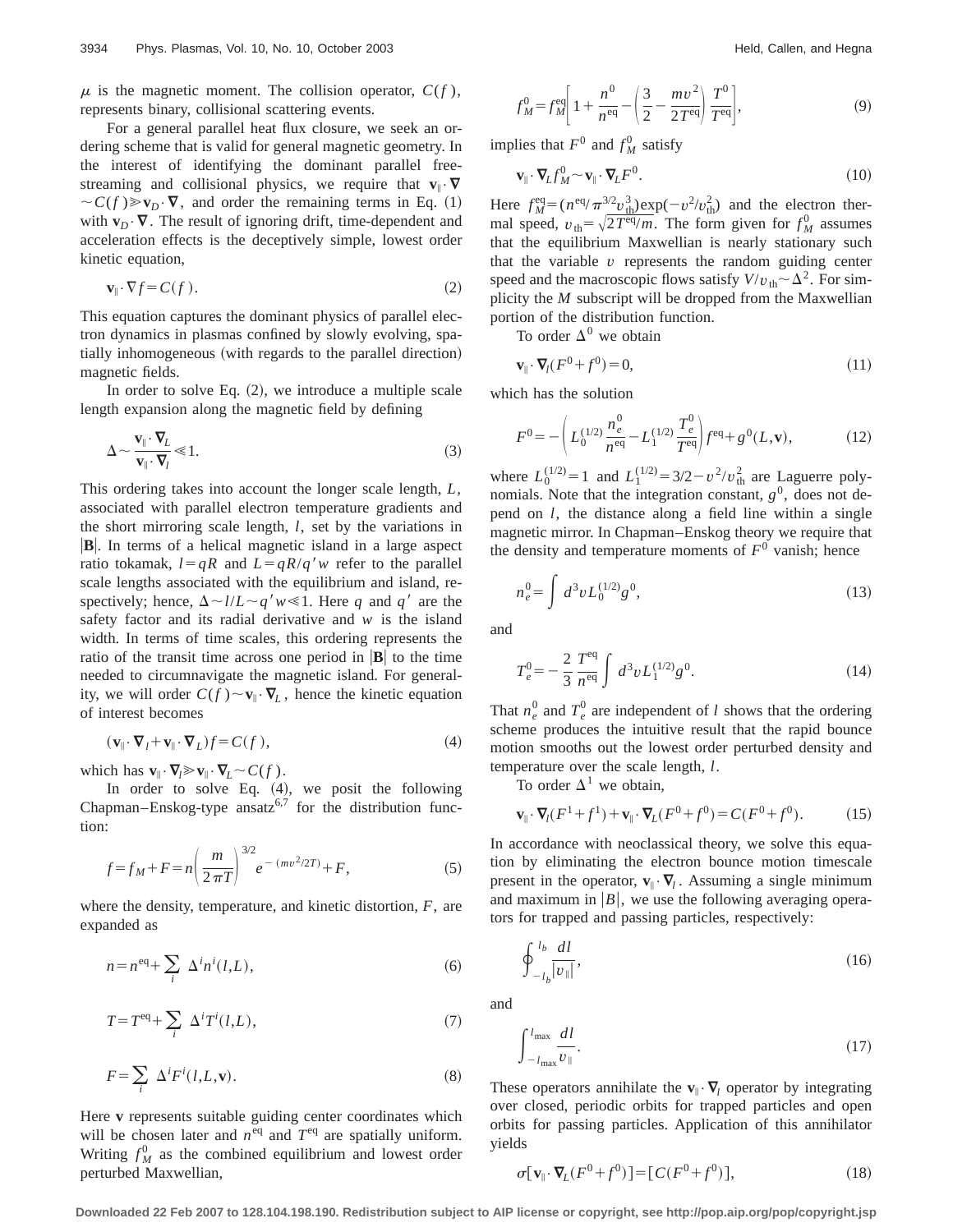$\mu$ is the magnetic moment. The collision operator, $C(f)$, represents binary, collisional scattering events.

For a general parallel heat flux closure, we seek an ordering scheme that is valid for general magnetic geometry. In the interest of identifying the dominant parallel free-streaming and collisional physics, we require that $\mathbf{v}_\parallel \cdot \nabla \sim C(f) \gg \mathbf{v}_D \cdot \nabla$, and order the remaining terms in Eq. (1) with $\mathbf{v}_D \cdot \nabla$. The result of ignoring drift, time-dependent and acceleration effects is the deceptively simple, lowest order kinetic equation,

$$\mathbf{v}_\parallel \cdot \nabla f = C(f). \tag{2}$$

This equation captures the dominant physics of parallel electron dynamics in plasmas confined by slowly evolving, spatially inhomogeneous (with regards to the parallel direction) magnetic fields.

In order to solve Eq. (2), we introduce a multiple scale length expansion along the magnetic field by defining

$$\Delta \sim \frac{\mathbf{v}_\parallel \cdot \nabla_L}{\mathbf{v}_\parallel \cdot \nabla_l} \ll 1. \tag{3}$$

This ordering takes into account the longer scale length, $L$, associated with parallel electron temperature gradients and the short mirroring scale length, $l$, set by the variations in $|\mathbf{B}|$. In terms of a helical magnetic island in a large aspect ratio tokamak, $l = qR$ and $L = qR/q'w$ refer to the parallel scale lengths associated with the equilibrium and island, respectively; hence, $\Delta \sim l/L \sim q'w \ll 1$. Here $q$ and $q'$ are the safety factor and its radial derivative and $w$ is the island width. In terms of time scales, this ordering represents the ratio of the transit time across one period in $|\mathbf{B}|$ to the time needed to circumnavigate the magnetic island. For generality, we will order $C(f) \sim \mathbf{v}_\parallel \cdot \nabla_L$, hence the kinetic equation of interest becomes

$$(\mathbf{v}_\parallel \cdot \nabla_l + \mathbf{v}_\parallel \cdot \nabla_L) f = C(f), \tag{4}$$

which has $\mathbf{v}_\parallel \cdot \nabla_l \gg \mathbf{v}_\parallel \cdot \nabla_L \sim C(f)$.

In order to solve Eq. (4), we posit the following Chapman–Enskog-type ansatz[6,7] for the distribution function:

$$f = f_M + F = n \left( \frac{m}{2\pi T} \right)^{3/2} e^{-(mv^2/2T)} + F, \tag{5}$$

where the density, temperature, and kinetic distortion, $F$, are expanded as

$$n = n^{\mathrm{eq}} + \sum_i \Delta^i n^i(l,L), \tag{6}$$

$$T = T^{\mathrm{eq}} + \sum_i \Delta^i T^i(l,L), \tag{7}$$

$$F = \sum_i \Delta^i F^i(l,L,\mathbf{v}). \tag{8}$$

Here $\mathbf{v}$ represents suitable guiding center coordinates which will be chosen later and $n^{\mathrm{eq}}$ and $T^{\mathrm{eq}}$ are spatially uniform. Writing $f_M^0$ as the combined equilibrium and lowest order perturbed Maxwellian,

$$f_M^0 = f_M^{\mathrm{eq}} \left[ 1 + \frac{n^0}{n^{\mathrm{eq}}} - \left( \frac{3}{2} - \frac{mv^2}{2T^{\mathrm{eq}}} \right) \frac{T^0}{T^{\mathrm{eq}}} \right], \tag{9}$$

implies that $F^0$ and $f_M^0$ satisfy

$$\mathbf{v}_\parallel \cdot \nabla_L f_M^0 \sim \mathbf{v}_\parallel \cdot \nabla_L F^0. \tag{10}$$

Here $f_M^{\mathrm{eq}} = (n^{\mathrm{eq}}/\pi^{3/2} v_{\mathrm{th}}^3) \exp(-v^2/v_{\mathrm{th}}^2)$ and the electron thermal speed, $v_{\mathrm{th}} = \sqrt{2T^{\mathrm{eq}}/m}$. The form given for $f_M^0$ assumes that the equilibrium Maxwellian is nearly stationary such that the variable $v$ represents the random guiding center speed and the macroscopic flows satisfy $V/v_{\mathrm{th}} \sim \Delta^2$. For simplicity the $M$ subscript will be dropped from the Maxwellian portion of the distribution function.

To order $\Delta^0$ we obtain

$$\mathbf{v}_\parallel \cdot \nabla_l (F^0 + f^0) = 0, \tag{11}$$

which has the solution

$$F^0 = -\left( L_0^{(1/2)} \frac{n_e^0}{n^{\mathrm{eq}}} - L_1^{(1/2)} \frac{T_e^0}{T^{\mathrm{eq}}} \right) f^{\mathrm{eq}} + g^0(L,\mathbf{v}), \tag{12}$$

where $L_0^{(1/2)} = 1$ and $L_1^{(1/2)} = 3/2 - v^2/v_{\mathrm{th}}^2$ are Laguerre polynomials. Note that the integration constant, $g^0$, does not depend on $l$, the distance along a field line within a single magnetic mirror. In Chapman–Enskog theory we require that the density and temperature moments of $F^0$ vanish; hence

$$n_e^0 = \int d^3v L_0^{(1/2)} g^0, \tag{13}$$

and

$$T_e^0 = -\frac{2}{3} \frac{T^{\mathrm{eq}}}{n^{\mathrm{eq}}} \int d^3v L_1^{(1/2)} g^0. \tag{14}$$

That $n_e^0$ and $T_e^0$ are independent of $l$ shows that the ordering scheme produces the intuitive result that the rapid bounce motion smooths out the lowest order perturbed density and temperature over the scale length, $l$.

To order $\Delta^1$ we obtain,

$$\mathbf{v}_\parallel \cdot \nabla_l (F^1 + f^1) + \mathbf{v}_\parallel \cdot \nabla_L (F^0 + f^0) = C(F^0 + f^0). \tag{15}$$

In accordance with neoclassical theory, we solve this equation by eliminating the electron bounce motion timescale present in the operator, $\mathbf{v}_\parallel \cdot \nabla_l$. Assuming a single minimum and maximum in $|B|$, we use the following averaging operators for trapped and passing particles, respectively:

$$\oint_{-l_b}^{l_b} \frac{dl}{|v_\parallel|}, \tag{16}$$

and

$$\int_{-l_{\max}}^{l_{\max}} \frac{dl}{v_\parallel}. \tag{17}$$

These operators annihilate the $\mathbf{v}_\parallel \cdot \nabla_l$ operator by integrating over closed, periodic orbits for trapped particles and open orbits for passing particles. Application of this annihilator yields

$$\sigma[\mathbf{v}_\parallel \cdot \nabla_L (F^0 + f^0)] = [C(F^0 + f^0)], \tag{18}$$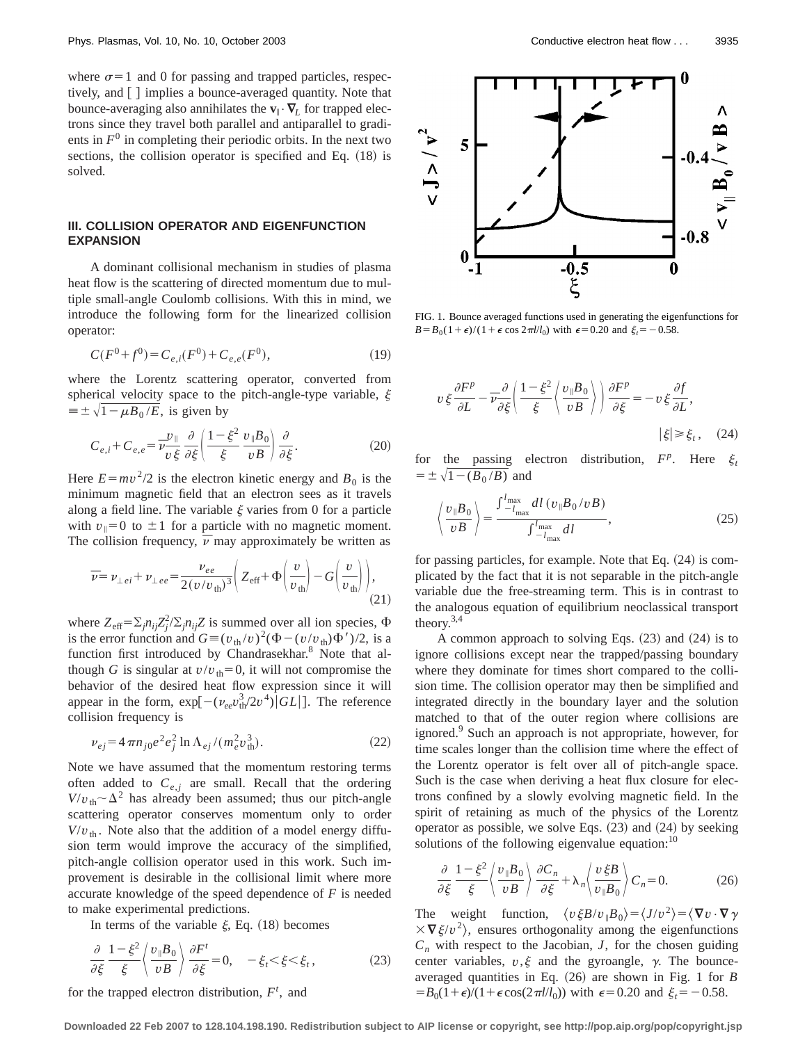where $\sigma=1$ and 0 for passing and trapped particles, respectively, and [ ] implies a bounce-averaged quantity. Note that bounce-averaging also annihilates the $\mathbf{v}_\parallel \cdot \nabla_L$ for trapped electrons since they travel both parallel and antiparallel to gradients in $F^0$ in completing their periodic orbits. In the next two sections, the collision operator is specified and Eq. (18) is solved.

## III. COLLISION OPERATOR AND EIGENFUNCTION EXPANSION

A dominant collisional mechanism in studies of plasma heat flow is the scattering of directed momentum due to multiple small-angle Coulomb collisions. With this in mind, we introduce the following form for the linearized collision operator:

$$C(F^0+f^0)=C_{e,i}(F^0)+C_{e,e}(F^0), \tag{19}$$

where the Lorentz scattering operator, converted from spherical velocity space to the pitch-angle-type variable, $\xi \equiv \pm\sqrt{1-\mu B_0/E}$, is given by

$$C_{e,i}+C_{e,e}=\bar{\nu}\frac{v_\parallel}{v\xi}\frac{\partial}{\partial \xi}\left(\frac{1-\xi^2}{\xi}\frac{v_\parallel B_0}{vB}\right)\frac{\partial}{\partial \xi}. \tag{20}$$

Here $E=mv^2/2$ is the electron kinetic energy and $B_0$ is the minimum magnetic field that an electron sees as it travels along a field line. The variable $\xi$ varies from 0 for a particle with $v_\parallel=0$ to $\pm 1$ for a particle with no magnetic moment. The collision frequency, $\bar{\nu}$ may approximately be written as

$$\bar{\nu}=\nu_{\perp ei}+\nu_{\perp ee}=\frac{\nu_{ee}}{2(v/v_{\mathrm{th}})^3}\left(Z_{\mathrm{eff}}+\Phi\left(\frac{v}{v_{\mathrm{th}}}\right)-G\left(\frac{v}{v_{\mathrm{th}}}\right)\right), \tag{21}$$

where $Z_{\mathrm{eff}}=\Sigma_j n_{ij} Z_j^2/\Sigma_j n_{ij} Z$ is summed over all ion species, $\Phi$ is the error function and $G\equiv(v_{\mathrm{th}}/v)^2(\Phi-(v/v_{\mathrm{th}})\Phi')/2$, is a function first introduced by Chandrasekhar.[8] Note that although $G$ is singular at $v/v_{\mathrm{th}}=0$, it will not compromise the behavior of the desired heat flow expression since it will appear in the form, $\exp[-(\nu_{ee}v_{\mathrm{th}}^3/2v^4)|GL|]$. The reference collision frequency is

$$\nu_{ej}=4\pi n_{j0}e^2 e_j^2 \ln\Lambda_{ej}/(m_e^2 v_{\mathrm{th}}^3). \tag{22}$$

Note we have assumed that the momentum restoring terms often added to $C_{e,j}$ are small. Recall that the ordering $V/v_{\mathrm{th}}\sim\Delta^2$ has already been assumed; thus our pitch-angle scattering operator conserves momentum only to order $V/v_{\mathrm{th}}$. Note also that the addition of a model energy diffusion term would improve the accuracy of the simplified, pitch-angle collision operator used in this work. Such improvement is desirable in the collisional limit where more accurate knowledge of the speed dependence of $F$ is needed to make experimental predictions.

In terms of the variable $\xi$, Eq. (18) becomes

$$\frac{\partial}{\partial \xi}\frac{1-\xi^2}{\xi}\left\langle\frac{v_\parallel B_0}{vB}\right\rangle\frac{\partial F^t}{\partial \xi}=0, \quad -\xi_t<\xi<\xi_t, \tag{23}$$

for the trapped electron distribution, $F^t$, and

FIG. 1. Bounce averaged functions used in generating the eigenfunctions for $B=B_0(1+\epsilon)/(1+\epsilon\cos 2\pi l/l_0)$ with $\epsilon=0.20$ and $\xi_t=-0.58$.

$$v\xi\frac{\partial F^p}{\partial L}-\bar{\nu}\frac{\partial}{\partial \xi}\left(\frac{1-\xi^2}{\xi}\left\langle\frac{v_\parallel B_0}{vB}\right\rangle\right)\frac{\partial F^p}{\partial \xi}=-v\xi\frac{\partial f}{\partial L},$$
$$|\xi|\geq\xi_t, \tag{24}$$

for the passing electron distribution, $F^p$. Here $\xi_t = \pm\sqrt{1-(B_0/B)}$ and

$$\left\langle\frac{v_\parallel B_0}{vB}\right\rangle=\frac{\int_{-l_{\max}}^{l_{\max}} dl\,(v_\parallel B_0/vB)}{\int_{-l_{\max}}^{l_{\max}} dl}, \tag{25}$$

for passing particles, for example. Note that Eq. (24) is complicated by the fact that it is not separable in the pitch-angle variable due the free-streaming term. This is in contrast to the analogous equation of equilibrium neoclassical transport theory.[3,4]

A common approach to solving Eqs. (23) and (24) is to ignore collisions except near the trapped/passing boundary where they dominate for times short compared to the collision time. The collision operator may then be simplified and integrated directly in the boundary layer and the solution matched to that of the outer region where collisions are ignored.[9] Such an approach is not appropriate, however, for time scales longer than the collision time where the effect of the Lorentz operator is felt over all of pitch-angle space. Such is the case when deriving a heat flux closure for electrons confined by a slowly evolving magnetic field. In the spirit of retaining as much of the physics of the Lorentz operator as possible, we solve Eqs. (23) and (24) by seeking solutions of the following eigenvalue equation:[10]

$$\frac{\partial}{\partial \xi}\frac{1-\xi^2}{\xi}\left\langle\frac{v_\parallel B_0}{vB}\right\rangle\frac{\partial C_n}{\partial \xi}+\lambda_n\left\langle\frac{v\xi B}{v_\parallel B_0}\right\rangle C_n=0. \tag{26}$$

The weight function, $\langle v\xi B/v_\parallel B_0\rangle=\langle J/v^2\rangle=\langle\nabla v\cdot\nabla\gamma\times\nabla\xi/v^2\rangle$, ensures orthogonality among the eigenfunctions $C_n$ with respect to the Jacobian, $J$, for the chosen guiding center variables, $v,\xi$ and the gyroangle, $\gamma$. The bounce-averaged quantities in Eq. (26) are shown in Fig. 1 for $B=B_0(1+\epsilon)/(1+\epsilon\cos(2\pi l/l_0))$ with $\epsilon=0.20$ and $\xi_t=-0.58$.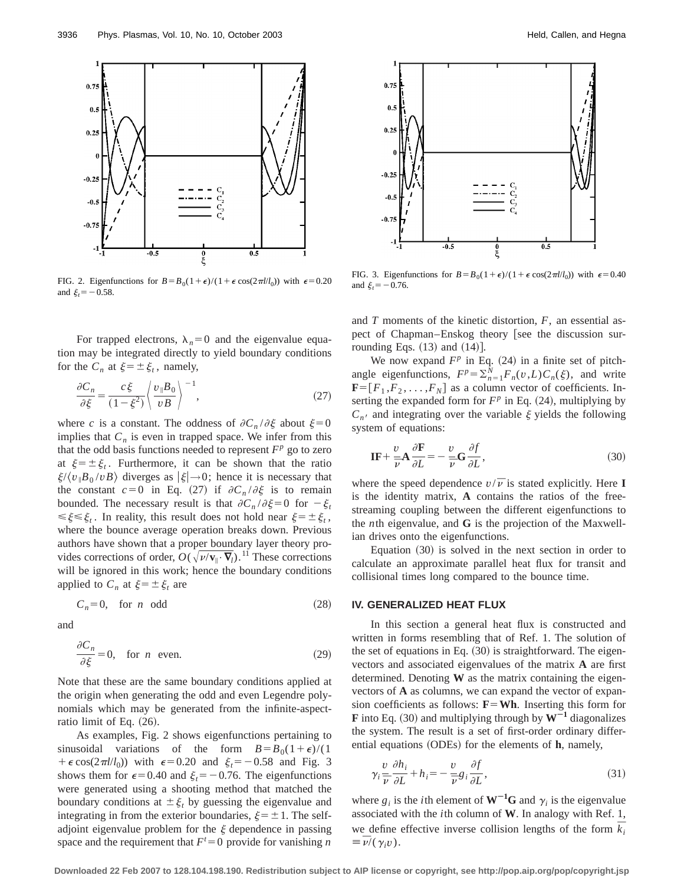FIG. 2. Eigenfunctions for $B=B_0(1+\epsilon)/(1+\epsilon\cos(2\pi l/l_0))$ with $\epsilon=0.20$ and $\xi_t=-0.58$.

FIG. 3. Eigenfunctions for $B=B_0(1+\epsilon)/(1+\epsilon\cos(2\pi l/l_0))$ with $\epsilon=0.40$ and $\xi_t=-0.76$.

For trapped electrons, $\lambda_n=0$ and the eigenvalue equation may be integrated directly to yield boundary conditions for the $C_n$ at $\xi=\pm\xi_t$, namely,

$$\frac{\partial C_n}{\partial \xi}=\frac{c\xi}{(1-\xi^2)}\left\langle\frac{v_\parallel B_0}{vB}\right\rangle^{-1}, \tag{27}$$

where $c$ is a constant. The oddness of $\partial C_n/\partial\xi$ about $\xi=0$ implies that $C_n$ is even in trapped space. We infer from this that the odd basis functions needed to represent $F^p$ go to zero at $\xi=\pm\xi_t$. Furthermore, it can be shown that the ratio $\xi/\langle v_\parallel B_0/vB\rangle$ diverges as $|\xi|\to 0$; hence it is necessary that the constant $c=0$ in Eq. (27) if $\partial C_n/\partial\xi$ is to remain bounded. The necessary result is that $\partial C_n/\partial\xi=0$ for $-\xi_t\leq\xi\leq\xi_t$. In reality, this result does not hold near $\xi=\pm\xi_t$, where the bounce average operation breaks down. Previous authors have shown that a proper boundary layer theory provides corrections of order, $O(\sqrt{\nu/\mathbf{v}_\parallel\cdot\nabla_l})$.[11] These corrections will be ignored in this work; hence the boundary conditions applied to $C_n$ at $\xi=\pm\xi_t$ are

$$C_n=0,\quad \text{for } n \text{ odd} \tag{28}$$

and

$$\frac{\partial C_n}{\partial\xi}=0,\quad \text{for } n \text{ even.} \tag{29}$$

Note that these are the same boundary conditions applied at the origin when generating the odd and even Legendre polynomials which may be generated from the infinite-aspect-ratio limit of Eq. (26).

As examples, Fig. 2 shows eigenfunctions pertaining to sinusoidal variations of the form $B=B_0(1+\epsilon)/(1+\epsilon\cos(2\pi l/l_0))$ with $\epsilon=0.20$ and $\xi_t=-0.58$ and Fig. 3 shows them for $\epsilon=0.40$ and $\xi_t=-0.76$. The eigenfunctions were generated using a shooting method that matched the boundary conditions at $\pm\xi_t$ by guessing the eigenvalue and integrating in from the exterior boundaries, $\xi=\pm 1$. The self-adjoint eigenvalue problem for the $\xi$ dependence in passing space and the requirement that $F^t=0$ provide for vanishing $n$ and $T$ moments of the kinetic distortion, $F$, an essential aspect of Chapman–Enskog theory [see the discussion surrounding Eqs. (13) and (14)].

We now expand $F^p$ in Eq. (24) in a finite set of pitch-angle eigenfunctions, $F^p=\Sigma_{n=1}^{N}F_n(v,L)C_n(\xi)$, and write $\mathbf{F}=[F_1,F_2,\ldots,F_N]$ as a column vector of coefficients. Inserting the expanded form for $F^p$ in Eq. (24), multiplying by $C_{n'}$ and integrating over the variable $\xi$ yields the following system of equations:

$$\mathbf{IF}+\frac{v}{\bar{\nu}}\mathbf{A}\frac{\partial\mathbf{F}}{\partial L}=-\frac{v}{\bar{\nu}}\mathbf{G}\frac{\partial f}{\partial L}, \tag{30}$$

where the speed dependence $v/\bar{\nu}$ is stated explicitly. Here $\mathbf{I}$ is the identity matrix, $\mathbf{A}$ contains the ratios of the free-streaming coupling between the different eigenfunctions to the $n$th eigenvalue, and $\mathbf{G}$ is the projection of the Maxwellian drives onto the eigenfunctions.

Equation (30) is solved in the next section in order to calculate an approximate parallel heat flux for transit and collisional times long compared to the bounce time.

## IV. GENERALIZED HEAT FLUX

In this section a general heat flux is constructed and written in forms resembling that of Ref. 1. The solution of the set of equations in Eq. (30) is straightforward. The eigenvectors and associated eigenvalues of the matrix $\mathbf{A}$ are first determined. Denoting $\mathbf{W}$ as the matrix containing the eigenvectors of $\mathbf{A}$ as columns, we can expand the vector of expansion coefficients as follows: $\mathbf{F}=\mathbf{Wh}$. Inserting this form for $\mathbf{F}$ into Eq. (30) and multiplying through by $\mathbf{W}^{-1}$ diagonalizes the system. The result is a set of first-order ordinary differential equations (ODEs) for the elements of $\mathbf{h}$, namely,

$$\gamma_i\frac{v}{\bar{\nu}}\frac{\partial h_i}{\partial L}+h_i=-\frac{v}{\bar{\nu}}g_i\frac{\partial f}{\partial L}, \tag{31}$$

where $g_i$ is the $i$th element of $\mathbf{W}^{-1}\mathbf{G}$ and $\gamma_i$ is the eigenvalue associated with the $i$th column of $\mathbf{W}$. In analogy with Ref. 1, we define effective inverse collision lengths of the form $\overline{k_i}\equiv\bar{\nu}/(\gamma_i v)$.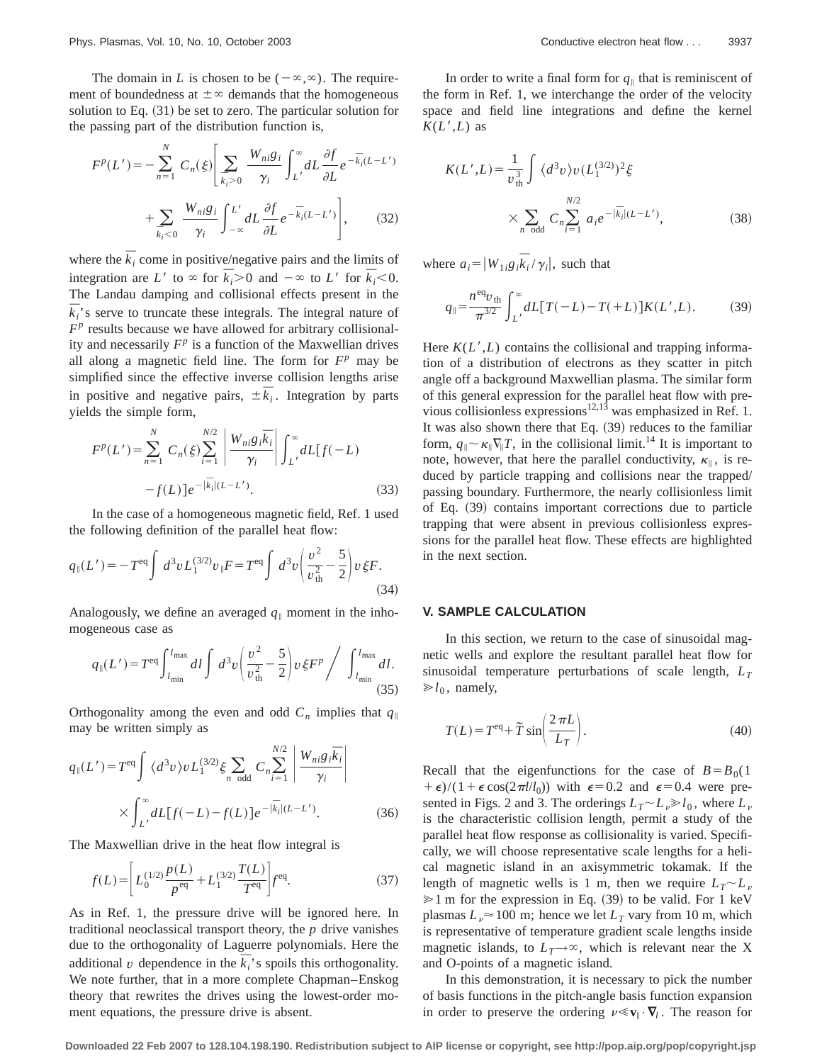The domain in $L$ is chosen to be $(-\infty,\infty)$. The requirement of boundedness at $\pm\infty$ demands that the homogeneous solution to Eq. (31) be set to zero. The particular solution for the passing part of the distribution function is,

$$F^p(L') = -\sum_{n=1}^{N} C_n(\xi)\left[\sum_{\bar{k}_i>0} \frac{W_{ni}g_i}{\gamma_i}\int_{L'}^{\infty} dL \frac{\partial f}{\partial L} e^{-\bar{k}_i(L-L')} + \sum_{\bar{k}_i<0} \frac{W_{ni}g_i}{\gamma_i}\int_{-\infty}^{L'} dL \frac{\partial f}{\partial L} e^{-\bar{k}_i(L-L')}\right], \tag{32}$$

where the $\bar{k}_i$ come in positive/negative pairs and the limits of integration are $L'$ to $\infty$ for $\bar{k}_i>0$ and $-\infty$ to $L'$ for $\bar{k}_i<0$. The Landau damping and collisional effects present in the $\bar{k}_i$'s serve to truncate these integrals. The integral nature of $F^p$ results because we have allowed for arbitrary collisionality and necessarily $F^p$ is a function of the Maxwellian drives all along a magnetic field line. The form for $F^p$ may be simplified since the effective inverse collision lengths arise in positive and negative pairs, $\pm\bar{k}_i$. Integration by parts yields the simple form,

$$F^p(L') = \sum_{n=1}^{N} C_n(\xi)\sum_{i=1}^{N/2}\left|\frac{W_{ni}g_i\bar{k}_i}{\gamma_i}\right|\int_{L'}^{\infty} dL[f(-L) - f(L)]e^{-|\bar{k}_i|(L-L')}. \tag{33}$$

In the case of a homogeneous magnetic field, Ref. 1 used the following definition of the parallel heat flow:

$$q_\parallel(L') = -T^{\mathrm{eq}}\int d^3v\, L_1^{(3/2)} v_\parallel F = T^{\mathrm{eq}}\int d^3v\left(\frac{v^2}{v_{\mathrm{th}}^2}-\frac{5}{2}\right)v\xi F. \tag{34}$$

Analogously, we define an averaged $q_\parallel$ moment in the inhomogeneous case as

$$q_\parallel(L') = T^{\mathrm{eq}}\int_{l_{\min}}^{l_{\max}} dl\int d^3v\left(\frac{v^2}{v_{\mathrm{th}}^2}-\frac{5}{2}\right)v\xi F^p \bigg/ \int_{l_{\min}}^{l_{\max}} dl. \tag{35}$$

Orthogonality among the even and odd $C_n$ implies that $q_\parallel$ may be written simply as

$$q_\parallel(L') = T^{\mathrm{eq}}\int \langle d^3v\rangle v L_1^{(3/2)}\xi \sum_{n\ \mathrm{odd}} C_n \sum_{i=1}^{N/2}\left|\frac{W_{ni}g_i\bar{k}_i}{\gamma_i}\right| \times \int_{L'}^{\infty} dL[f(-L)-f(L)]e^{-|\bar{k}_i|(L-L')}. \tag{36}$$

The Maxwellian drive in the heat flow integral is

$$f(L) = \left[L_0^{(1/2)}\frac{p(L)}{p^{\mathrm{eq}}} + L_1^{(3/2)}\frac{T(L)}{T^{\mathrm{eq}}}\right]f^{\mathrm{eq}}. \tag{37}$$

As in Ref. 1, the pressure drive will be ignored here. In traditional neoclassical transport theory, the $p$ drive vanishes due to the orthogonality of Laguerre polynomials. Here the additional $v$ dependence in the $\bar{k}_i$'s spoils this orthogonality. We note further, that in a more complete Chapman–Enskog theory that rewrites the drives using the lowest-order moment equations, the pressure drive is absent.

In order to write a final form for $q_\parallel$ that is reminiscent of the form in Ref. 1, we interchange the order of the velocity space and field line integrations and define the kernel $K(L',L)$ as

$$K(L',L) = \frac{1}{v_{\mathrm{th}}^3}\int \langle d^3v\rangle v(L_1^{(3/2)})^2\xi \times \sum_{n\ \mathrm{odd}} C_n \sum_{i=1}^{N/2} a_i e^{-|\bar{k}_i|(L-L')}, \tag{38}$$

where $a_i = |W_{1i}g_i\bar{k}_i/\gamma_i|$, such that

$$q_\parallel = \frac{n^{\mathrm{eq}}v_{\mathrm{th}}}{\pi^{3/2}}\int_{L'}^{\infty} dL[T(-L)-T(+L)]K(L',L). \tag{39}$$

Here $K(L',L)$ contains the collisional and trapping information of a distribution of electrons as they scatter in pitch angle off a background Maxwellian plasma. The similar form of this general expression for the parallel heat flow with previous collisionless expressions[12,13] was emphasized in Ref. 1. It was also shown there that Eq. (39) reduces to the familiar form, $q_\parallel \sim \kappa_\parallel \nabla_\parallel T$, in the collisional limit.[14] It is important to note, however, that here the parallel conductivity, $\kappa_\parallel$, is reduced by particle trapping and collisions near the trapped/passing boundary. Furthermore, the nearly collisionless limit of Eq. (39) contains important corrections due to particle trapping that were absent in previous collisionless expressions for the parallel heat flow. These effects are highlighted in the next section.

## V. SAMPLE CALCULATION

In this section, we return to the case of sinusoidal magnetic wells and explore the resultant parallel heat flow for sinusoidal temperature perturbations of scale length, $L_T \gg l_0$, namely,

$$T(L) = T^{\mathrm{eq}} + \tilde{T}\sin\left(\frac{2\pi L}{L_T}\right). \tag{40}$$

Recall that the eigenfunctions for the case of $B = B_0(1+\epsilon)/(1+\epsilon\cos(2\pi l/l_0))$ with $\epsilon=0.2$ and $\epsilon=0.4$ were presented in Figs. 2 and 3. The orderings $L_T \sim L_\nu \gg l_0$, where $L_\nu$ is the characteristic collision length, permit a study of the parallel heat flow response as collisionality is varied. Specifically, we will choose representative scale lengths for a helical magnetic island in an axisymmetric tokamak. If the length of magnetic wells is 1 m, then we require $L_T \sim L_\nu \gg 1$ m for the expression in Eq. (39) to be valid. For 1 keV plasmas $L_\nu \approx 100$ m; hence we let $L_T$ vary from 10 m, which is representative of temperature gradient scale lengths inside magnetic islands, to $L_T \to \infty$, which is relevant near the X and O-points of a magnetic island.

In this demonstration, it is necessary to pick the number of basis functions in the pitch-angle basis function expansion in order to preserve the ordering $\nu \ll \mathbf{v}_\parallel \cdot \boldsymbol{\nabla}_l$. The reason for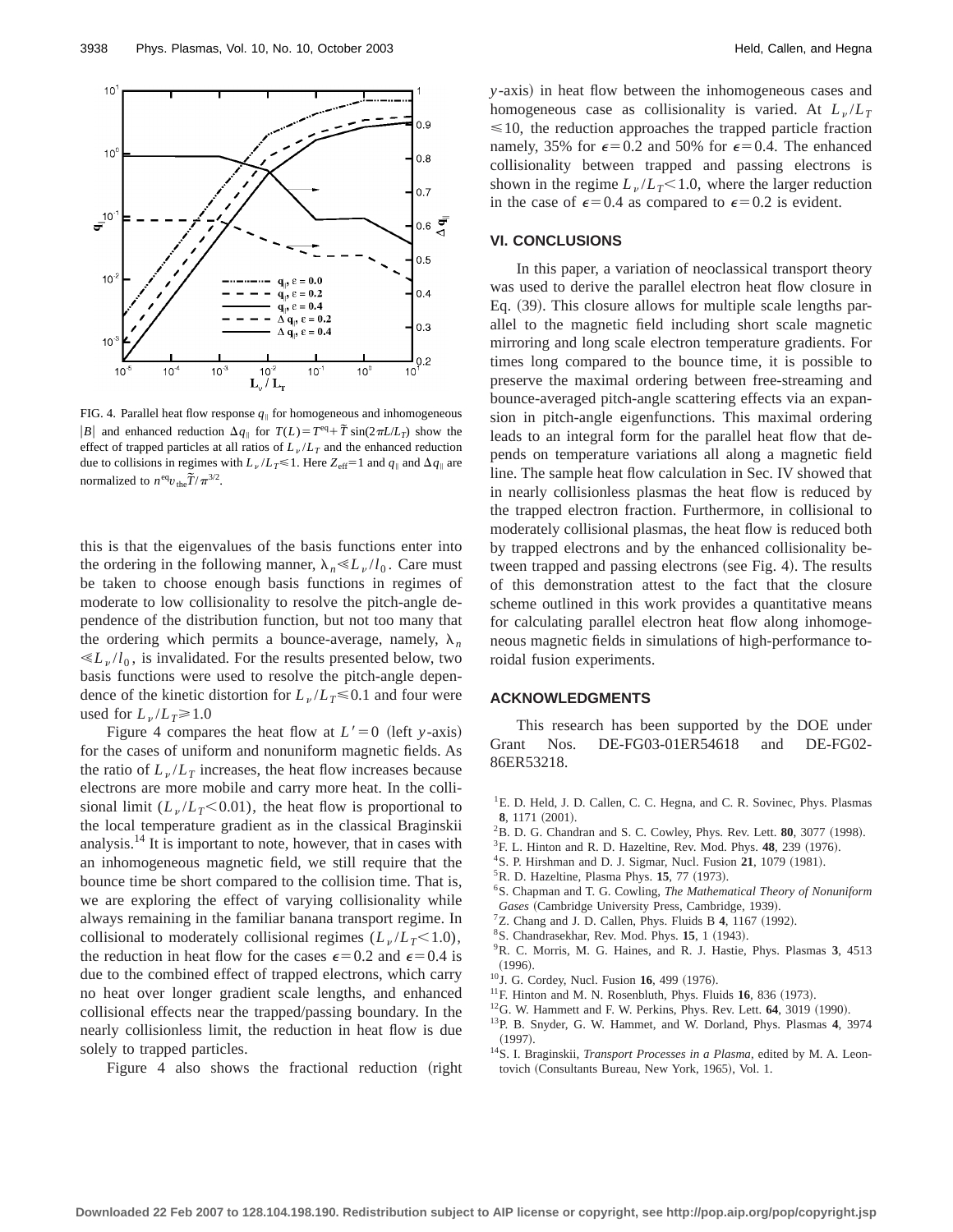$10^1$
$10^0$
$10^{-1}$
$10^{-2}$
$10^{-3}$
$q_\parallel$
$\Delta q_\parallel$
1
0.9
0.8
0.7
0.6
0.5
0.4
0.3
0.2
$10^{-5}$ $10^{-4}$ $10^{-3}$ $10^{-2}$ $10^{-1}$ $10^0$ $10^1$
$L_\nu / L_T$
$q_\parallel$, $\epsilon$ = 0.0
$q_\parallel$, $\epsilon$ = 0.2
$q_\parallel$, $\epsilon$ = 0.4
$\Delta q_\parallel$, $\epsilon$ = 0.2
$\Delta q_\parallel$, $\epsilon$ = 0.4

FIG. 4. Parallel heat flow response $q_\parallel$ for homogeneous and inhomogeneous $|B|$ and enhanced reduction $\Delta q_\parallel$ for $T(L) = T^{\mathrm{eq}} + \tilde{T}\sin(2\pi L/L_T)$ show the effect of trapped particles at all ratios of $L_\nu/L_T$ and the enhanced reduction due to collisions in regimes with $L_\nu/L_T \leqslant 1$. Here $Z_{\mathrm{eff}} = 1$ and $q_\parallel$ and $\Delta q_\parallel$ are normalized to $n^{\mathrm{eq}} v_{\mathrm{the}} \tilde{T}/\pi^{3/2}$.

this is that the eigenvalues of the basis functions enter into the ordering in the following manner, $\lambda_n \ll L_\nu/l_0$. Care must be taken to choose enough basis functions in regimes of moderate to low collisionality to resolve the pitch-angle dependence of the distribution function, but not too many that the ordering which permits a bounce-average, namely, $\lambda_n \ll L_\nu/l_0$, is invalidated. For the results presented below, two basis functions were used to resolve the pitch-angle dependence of the kinetic distortion for $L_\nu/L_T \leqslant 0.1$ and four were used for $L_\nu/L_T \geqslant 1.0$

Figure 4 compares the heat flow at $L' = 0$ (left $y$-axis) for the cases of uniform and nonuniform magnetic fields. As the ratio of $L_\nu/L_T$ increases, the heat flow increases because electrons are more mobile and carry more heat. In the collisional limit ($L_\nu/L_T < 0.01$), the heat flow is proportional to the local temperature gradient as in the classical Braginskii analysis.[14] It is important to note, however, that in cases with an inhomogeneous magnetic field, we still require that the bounce time be short compared to the collision time. That is, we are exploring the effect of varying collisionality while always remaining in the familiar banana transport regime. In collisional to moderately collisional regimes ($L_\nu/L_T < 1.0$), the reduction in heat flow for the cases $\epsilon = 0.2$ and $\epsilon = 0.4$ is due to the combined effect of trapped electrons, which carry no heat over longer gradient scale lengths, and enhanced collisional effects near the trapped/passing boundary. In the nearly collisionless limit, the reduction in heat flow is due solely to trapped particles.

Figure 4 also shows the fractional reduction (right $y$-axis) in heat flow between the inhomogeneous cases and homogeneous case as collisionality is varied. At $L_\nu/L_T \leqslant 10$, the reduction approaches the trapped particle fraction namely, 35% for $\epsilon = 0.2$ and 50% for $\epsilon = 0.4$. The enhanced collisionality between trapped and passing electrons is shown in the regime $L_\nu/L_T < 1.0$, where the larger reduction in the case of $\epsilon = 0.4$ as compared to $\epsilon = 0.2$ is evident.

## VI. CONCLUSIONS

In this paper, a variation of neoclassical transport theory was used to derive the parallel electron heat flow closure in Eq. (39). This closure allows for multiple scale lengths parallel to the magnetic field including short scale magnetic mirroring and long scale electron temperature gradients. For times long compared to the bounce time, it is possible to preserve the maximal ordering between free-streaming and bounce-averaged pitch-angle scattering effects via an expansion in pitch-angle eigenfunctions. This maximal ordering leads to an integral form for the parallel heat flow that depends on temperature variations all along a magnetic field line. The sample heat flow calculation in Sec. IV showed that in nearly collisionless plasmas the heat flow is reduced by the trapped electron fraction. Furthermore, in collisional to moderately collisional plasmas, the heat flow is reduced both by trapped electrons and by the enhanced collisionality between trapped and passing electrons (see Fig. 4). The results of this demonstration attest to the fact that the closure scheme outlined in this work provides a quantitative means for calculating parallel electron heat flow along inhomogeneous magnetic fields in simulations of high-performance toroidal fusion experiments.

## ACKNOWLEDGMENTS

This research has been supported by the DOE under Grant Nos. DE-FG03-01ER54618 and DE-FG02-86ER53218.

[1] E. D. Held, J. D. Callen, C. C. Hegna, and C. R. Sovinec, Phys. Plasmas **8**, 1171 (2001).
[2] B. D. G. Chandran and S. C. Cowley, Phys. Rev. Lett. **80**, 3077 (1998).
[3] F. L. Hinton and R. D. Hazeltine, Rev. Mod. Phys. **48**, 239 (1976).
[4] S. P. Hirshman and D. J. Sigmar, Nucl. Fusion **21**, 1079 (1981).
[5] R. D. Hazeltine, Plasma Phys. **15**, 77 (1973).
[6] S. Chapman and T. G. Cowling, *The Mathematical Theory of Nonuniform Gases* (Cambridge University Press, Cambridge, 1939).
[7] Z. Chang and J. D. Callen, Phys. Fluids B **4**, 1167 (1992).
[8] S. Chandrasekhar, Rev. Mod. Phys. **15**, 1 (1943).
[9] R. C. Morris, M. G. Haines, and R. J. Hastie, Phys. Plasmas **3**, 4513 (1996).
[10] J. G. Cordey, Nucl. Fusion **16**, 499 (1976).
[11] F. Hinton and M. N. Rosenbluth, Phys. Fluids **16**, 836 (1973).
[12] G. W. Hammett and F. W. Perkins, Phys. Rev. Lett. **64**, 3019 (1990).
[13] P. B. Snyder, G. W. Hammet, and W. Dorland, Phys. Plasmas **4**, 3974 (1997).
[14] S. I. Braginskii, *Transport Processes in a Plasma*, edited by M. A. Leontovich (Consultants Bureau, New York, 1965), Vol. 1.